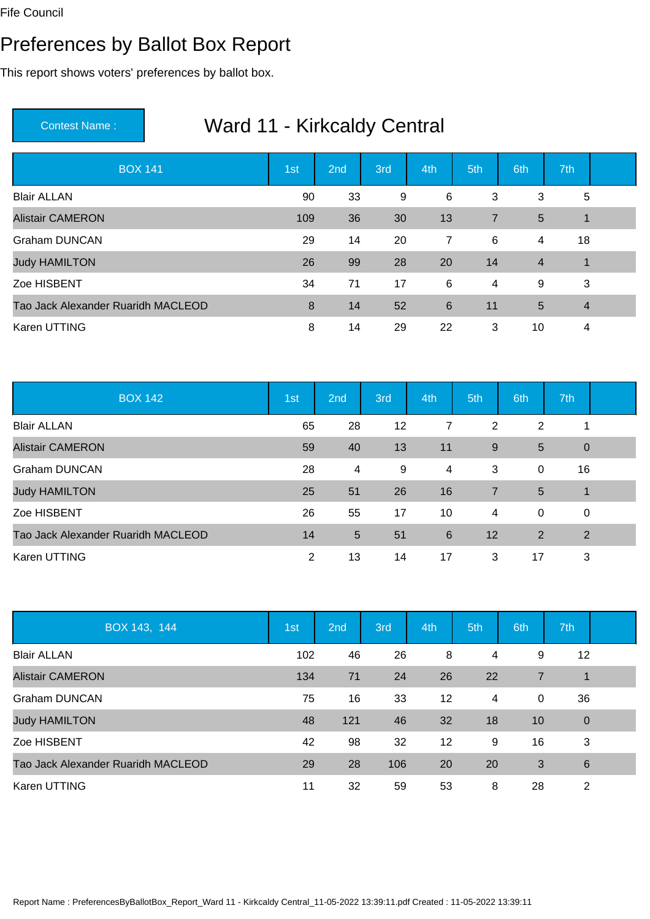Fife Council

# Preferences by Ballot Box Report

This report shows voters' preferences by ballot box.

| Contest Name : | Ward 11 - Kirkcaldy Central |
|---|---|

| BOX 141 | 1st | 2nd | 3rd | 4th | 5th | 6th | 7th | |
|---|---|---|---|---|---|---|---|---|
| Blair ALLAN | 90 | 33 | 9 | 6 | 3 | 3 | 5 | |
| Alistair CAMERON | 109 | 36 | 30 | 13 | 7 | 5 | 1 | |
| Graham DUNCAN | 29 | 14 | 20 | 7 | 6 | 4 | 18 | |
| Judy HAMILTON | 26 | 99 | 28 | 20 | 14 | 4 | 1 | |
| Zoe HISBENT | 34 | 71 | 17 | 6 | 4 | 9 | 3 | |
| Tao Jack Alexander Ruaridh MACLEOD | 8 | 14 | 52 | 6 | 11 | 5 | 4 | |
| Karen UTTING | 8 | 14 | 29 | 22 | 3 | 10 | 4 | |

| BOX 142 | 1st | 2nd | 3rd | 4th | 5th | 6th | 7th | |
|---|---|---|---|---|---|---|---|---|
| Blair ALLAN | 65 | 28 | 12 | 7 | 2 | 2 | 1 | |
| Alistair CAMERON | 59 | 40 | 13 | 11 | 9 | 5 | 0 | |
| Graham DUNCAN | 28 | 4 | 9 | 4 | 3 | 0 | 16 | |
| Judy HAMILTON | 25 | 51 | 26 | 16 | 7 | 5 | 1 | |
| Zoe HISBENT | 26 | 55 | 17 | 10 | 4 | 0 | 0 | |
| Tao Jack Alexander Ruaridh MACLEOD | 14 | 5 | 51 | 6 | 12 | 2 | 2 | |
| Karen UTTING | 2 | 13 | 14 | 17 | 3 | 17 | 3 | |

| BOX 143, 144 | 1st | 2nd | 3rd | 4th | 5th | 6th | 7th | |
|---|---|---|---|---|---|---|---|---|
| Blair ALLAN | 102 | 46 | 26 | 8 | 4 | 9 | 12 | |
| Alistair CAMERON | 134 | 71 | 24 | 26 | 22 | 7 | 1 | |
| Graham DUNCAN | 75 | 16 | 33 | 12 | 4 | 0 | 36 | |
| Judy HAMILTON | 48 | 121 | 46 | 32 | 18 | 10 | 0 | |
| Zoe HISBENT | 42 | 98 | 32 | 12 | 9 | 16 | 3 | |
| Tao Jack Alexander Ruaridh MACLEOD | 29 | 28 | 106 | 20 | 20 | 3 | 6 | |
| Karen UTTING | 11 | 32 | 59 | 53 | 8 | 28 | 2 | |

Report Name : PreferencesByBallotBox_Report_Ward 11 - Kirkcaldy Central_11-05-2022 13:39:11.pdf Created : 11-05-2022 13:39:11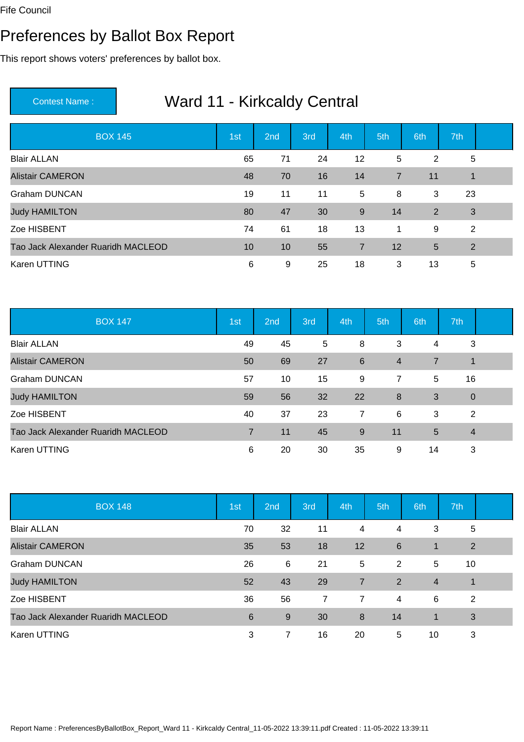Fife Council

# Preferences by Ballot Box Report

This report shows voters' preferences by ballot box.

| Contest Name : | Ward 11 - Kirkcaldy Central |
|---|---|

| BOX 145 | 1st | 2nd | 3rd | 4th | 5th | 6th | 7th | |
|---|---|---|---|---|---|---|---|---|
| Blair ALLAN | 65 | 71 | 24 | 12 | 5 | 2 | 5 | |
| Alistair CAMERON | 48 | 70 | 16 | 14 | 7 | 11 | 1 | |
| Graham DUNCAN | 19 | 11 | 11 | 5 | 8 | 3 | 23 | |
| Judy HAMILTON | 80 | 47 | 30 | 9 | 14 | 2 | 3 | |
| Zoe HISBENT | 74 | 61 | 18 | 13 | 1 | 9 | 2 | |
| Tao Jack Alexander Ruaridh MACLEOD | 10 | 10 | 55 | 7 | 12 | 5 | 2 | |
| Karen UTTING | 6 | 9 | 25 | 18 | 3 | 13 | 5 | |

| BOX 147 | 1st | 2nd | 3rd | 4th | 5th | 6th | 7th | |
|---|---|---|---|---|---|---|---|---|
| Blair ALLAN | 49 | 45 | 5 | 8 | 3 | 4 | 3 | |
| Alistair CAMERON | 50 | 69 | 27 | 6 | 4 | 7 | 1 | |
| Graham DUNCAN | 57 | 10 | 15 | 9 | 7 | 5 | 16 | |
| Judy HAMILTON | 59 | 56 | 32 | 22 | 8 | 3 | 0 | |
| Zoe HISBENT | 40 | 37 | 23 | 7 | 6 | 3 | 2 | |
| Tao Jack Alexander Ruaridh MACLEOD | 7 | 11 | 45 | 9 | 11 | 5 | 4 | |
| Karen UTTING | 6 | 20 | 30 | 35 | 9 | 14 | 3 | |

| BOX 148 | 1st | 2nd | 3rd | 4th | 5th | 6th | 7th | |
|---|---|---|---|---|---|---|---|---|
| Blair ALLAN | 70 | 32 | 11 | 4 | 4 | 3 | 5 | |
| Alistair CAMERON | 35 | 53 | 18 | 12 | 6 | 1 | 2 | |
| Graham DUNCAN | 26 | 6 | 21 | 5 | 2 | 5 | 10 | |
| Judy HAMILTON | 52 | 43 | 29 | 7 | 2 | 4 | 1 | |
| Zoe HISBENT | 36 | 56 | 7 | 7 | 4 | 6 | 2 | |
| Tao Jack Alexander Ruaridh MACLEOD | 6 | 9 | 30 | 8 | 14 | 1 | 3 | |
| Karen UTTING | 3 | 7 | 16 | 20 | 5 | 10 | 3 | |

Report Name : PreferencesByBallotBox_Report_Ward 11 - Kirkcaldy Central_11-05-2022 13:39:11.pdf Created : 11-05-2022 13:39:11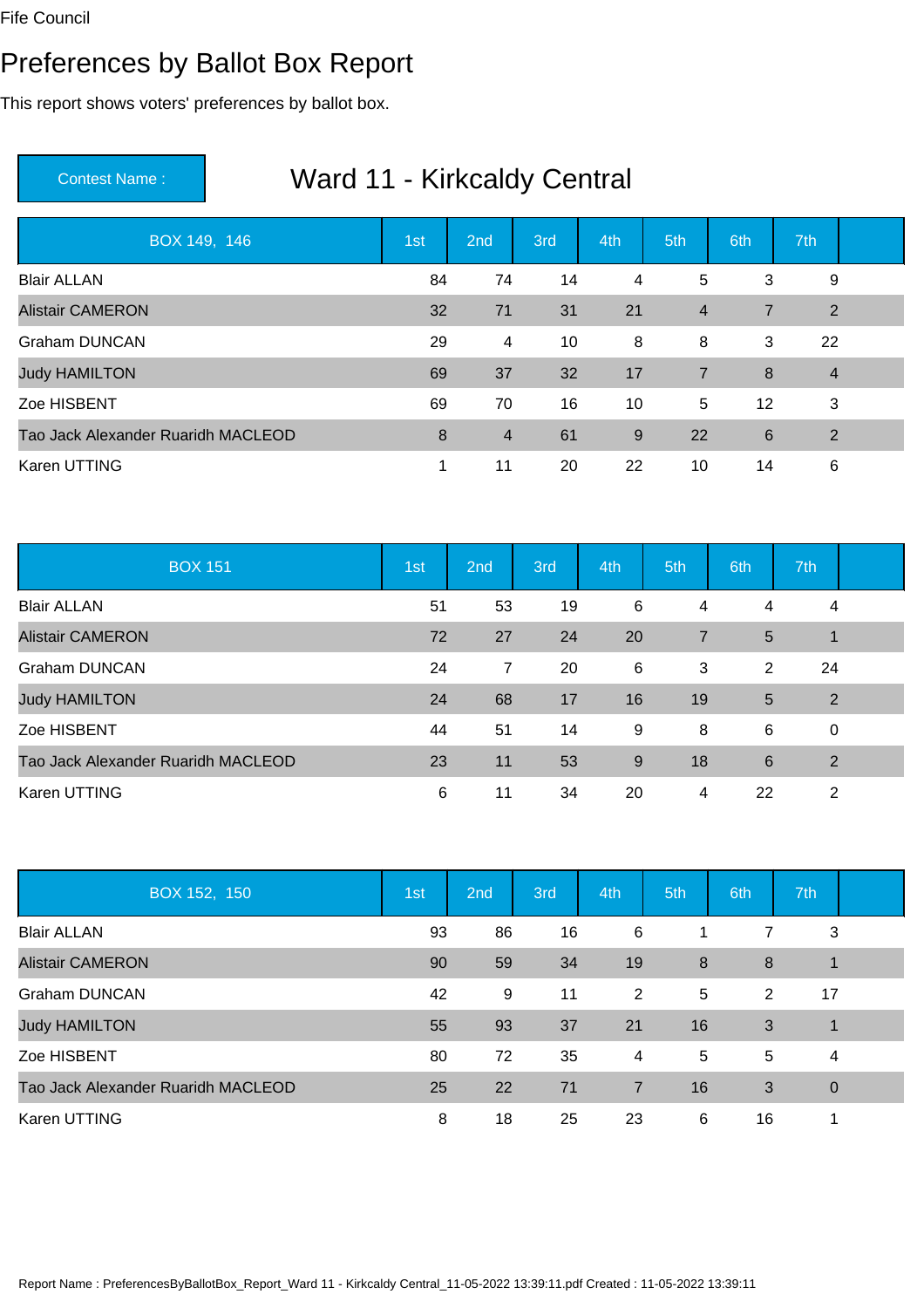Fife Council

# Preferences by Ballot Box Report

This report shows voters' preferences by ballot box.

**Contest Name :** Ward 11 - Kirkcaldy Central

| BOX 149, 146 | 1st | 2nd | 3rd | 4th | 5th | 6th | 7th |
|---|---|---|---|---|---|---|---|
| Blair ALLAN | 84 | 74 | 14 | 4 | 5 | 3 | 9 |
| Alistair CAMERON | 32 | 71 | 31 | 21 | 4 | 7 | 2 |
| Graham DUNCAN | 29 | 4 | 10 | 8 | 8 | 3 | 22 |
| Judy HAMILTON | 69 | 37 | 32 | 17 | 7 | 8 | 4 |
| Zoe HISBENT | 69 | 70 | 16 | 10 | 5 | 12 | 3 |
| Tao Jack Alexander Ruaridh MACLEOD | 8 | 4 | 61 | 9 | 22 | 6 | 2 |
| Karen UTTING | 1 | 11 | 20 | 22 | 10 | 14 | 6 |

| BOX 151 | 1st | 2nd | 3rd | 4th | 5th | 6th | 7th |
|---|---|---|---|---|---|---|---|
| Blair ALLAN | 51 | 53 | 19 | 6 | 4 | 4 | 4 |
| Alistair CAMERON | 72 | 27 | 24 | 20 | 7 | 5 | 1 |
| Graham DUNCAN | 24 | 7 | 20 | 6 | 3 | 2 | 24 |
| Judy HAMILTON | 24 | 68 | 17 | 16 | 19 | 5 | 2 |
| Zoe HISBENT | 44 | 51 | 14 | 9 | 8 | 6 | 0 |
| Tao Jack Alexander Ruaridh MACLEOD | 23 | 11 | 53 | 9 | 18 | 6 | 2 |
| Karen UTTING | 6 | 11 | 34 | 20 | 4 | 22 | 2 |

| BOX 152, 150 | 1st | 2nd | 3rd | 4th | 5th | 6th | 7th |
|---|---|---|---|---|---|---|---|
| Blair ALLAN | 93 | 86 | 16 | 6 | 1 | 7 | 3 |
| Alistair CAMERON | 90 | 59 | 34 | 19 | 8 | 8 | 1 |
| Graham DUNCAN | 42 | 9 | 11 | 2 | 5 | 2 | 17 |
| Judy HAMILTON | 55 | 93 | 37 | 21 | 16 | 3 | 1 |
| Zoe HISBENT | 80 | 72 | 35 | 4 | 5 | 5 | 4 |
| Tao Jack Alexander Ruaridh MACLEOD | 25 | 22 | 71 | 7 | 16 | 3 | 0 |
| Karen UTTING | 8 | 18 | 25 | 23 | 6 | 16 | 1 |

Report Name : PreferencesByBallotBox_Report_Ward 11 - Kirkcaldy Central_11-05-2022 13:39:11.pdf Created : 11-05-2022 13:39:11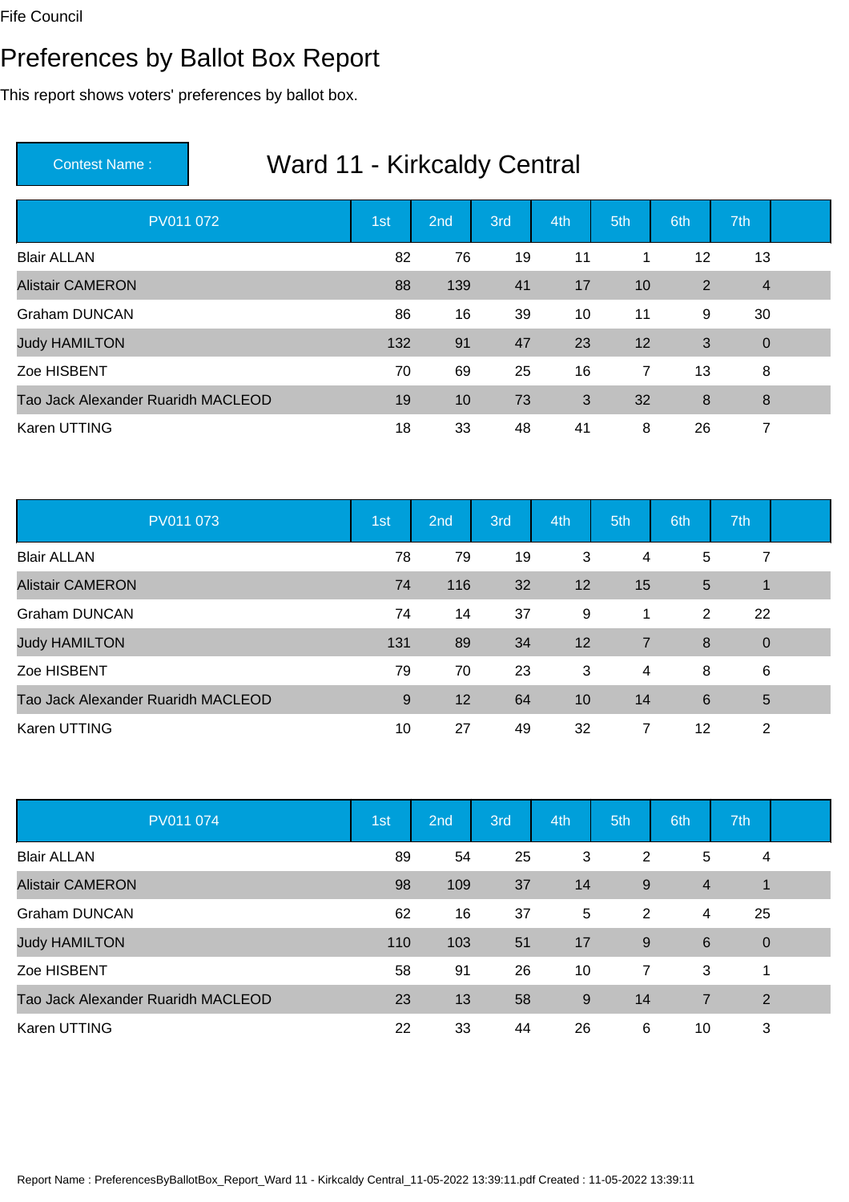Fife Council

# Preferences by Ballot Box Report

This report shows voters' preferences by ballot box.

| Contest Name : | Ward 11 - Kirkcaldy Central |
|---|---|

| PV011 072 | 1st | 2nd | 3rd | 4th | 5th | 6th | 7th |
|---|---|---|---|---|---|---|---|
| Blair ALLAN | 82 | 76 | 19 | 11 | 1 | 12 | 13 |
| Alistair CAMERON | 88 | 139 | 41 | 17 | 10 | 2 | 4 |
| Graham DUNCAN | 86 | 16 | 39 | 10 | 11 | 9 | 30 |
| Judy HAMILTON | 132 | 91 | 47 | 23 | 12 | 3 | 0 |
| Zoe HISBENT | 70 | 69 | 25 | 16 | 7 | 13 | 8 |
| Tao Jack Alexander Ruaridh MACLEOD | 19 | 10 | 73 | 3 | 32 | 8 | 8 |
| Karen UTTING | 18 | 33 | 48 | 41 | 8 | 26 | 7 |

| PV011 073 | 1st | 2nd | 3rd | 4th | 5th | 6th | 7th |
|---|---|---|---|---|---|---|---|
| Blair ALLAN | 78 | 79 | 19 | 3 | 4 | 5 | 7 |
| Alistair CAMERON | 74 | 116 | 32 | 12 | 15 | 5 | 1 |
| Graham DUNCAN | 74 | 14 | 37 | 9 | 1 | 2 | 22 |
| Judy HAMILTON | 131 | 89 | 34 | 12 | 7 | 8 | 0 |
| Zoe HISBENT | 79 | 70 | 23 | 3 | 4 | 8 | 6 |
| Tao Jack Alexander Ruaridh MACLEOD | 9 | 12 | 64 | 10 | 14 | 6 | 5 |
| Karen UTTING | 10 | 27 | 49 | 32 | 7 | 12 | 2 |

| PV011 074 | 1st | 2nd | 3rd | 4th | 5th | 6th | 7th |
|---|---|---|---|---|---|---|---|
| Blair ALLAN | 89 | 54 | 25 | 3 | 2 | 5 | 4 |
| Alistair CAMERON | 98 | 109 | 37 | 14 | 9 | 4 | 1 |
| Graham DUNCAN | 62 | 16 | 37 | 5 | 2 | 4 | 25 |
| Judy HAMILTON | 110 | 103 | 51 | 17 | 9 | 6 | 0 |
| Zoe HISBENT | 58 | 91 | 26 | 10 | 7 | 3 | 1 |
| Tao Jack Alexander Ruaridh MACLEOD | 23 | 13 | 58 | 9 | 14 | 7 | 2 |
| Karen UTTING | 22 | 33 | 44 | 26 | 6 | 10 | 3 |

Report Name : PreferencesByBallotBox_Report_Ward 11 - Kirkcaldy Central_11-05-2022 13:39:11.pdf Created : 11-05-2022 13:39:11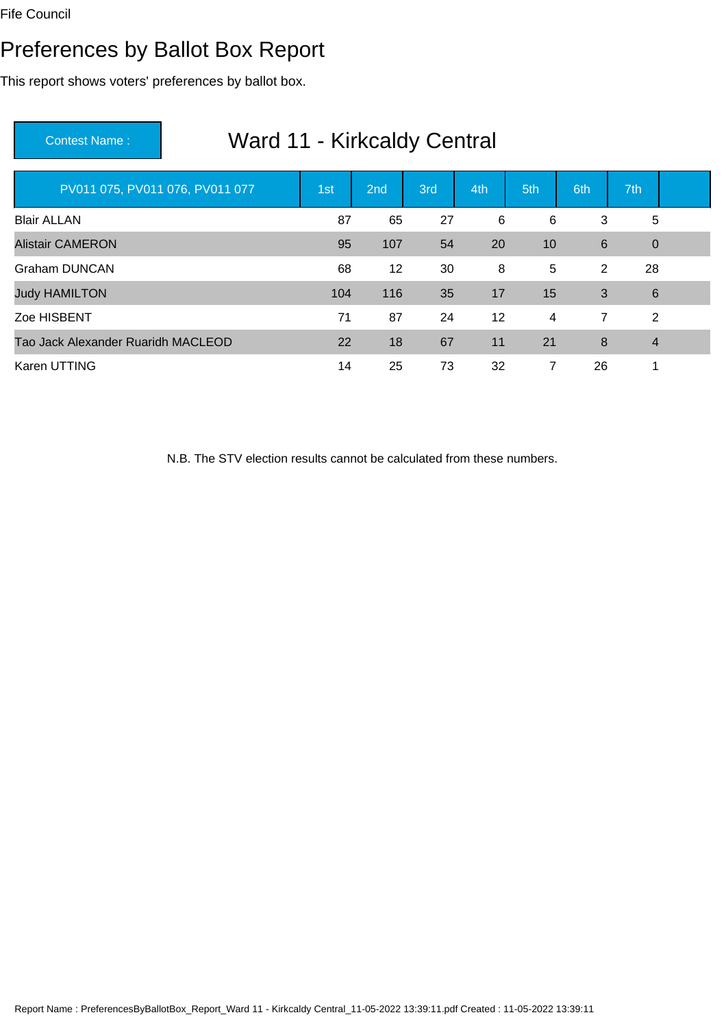Fife Council

# Preferences by Ballot Box Report

This report shows voters' preferences by ballot box.

| Contest Name : | Ward 11 - Kirkcaldy Central |
|---|---|

| PV011 075, PV011 076, PV011 077 | 1st | 2nd | 3rd | 4th | 5th | 6th | 7th | |
|---|---|---|---|---|---|---|---|---|
| Blair ALLAN | 87 | 65 | 27 | 6 | 6 | 3 | 5 | |
| Alistair CAMERON | 95 | 107 | 54 | 20 | 10 | 6 | 0 | |
| Graham DUNCAN | 68 | 12 | 30 | 8 | 5 | 2 | 28 | |
| Judy HAMILTON | 104 | 116 | 35 | 17 | 15 | 3 | 6 | |
| Zoe HISBENT | 71 | 87 | 24 | 12 | 4 | 7 | 2 | |
| Tao Jack Alexander Ruaridh MACLEOD | 22 | 18 | 67 | 11 | 21 | 8 | 4 | |
| Karen UTTING | 14 | 25 | 73 | 32 | 7 | 26 | 1 | |

N.B. The STV election results cannot be calculated from these numbers.

Report Name : PreferencesByBallotBox_Report_Ward 11 - Kirkcaldy Central_11-05-2022 13:39:11.pdf Created : 11-05-2022 13:39:11